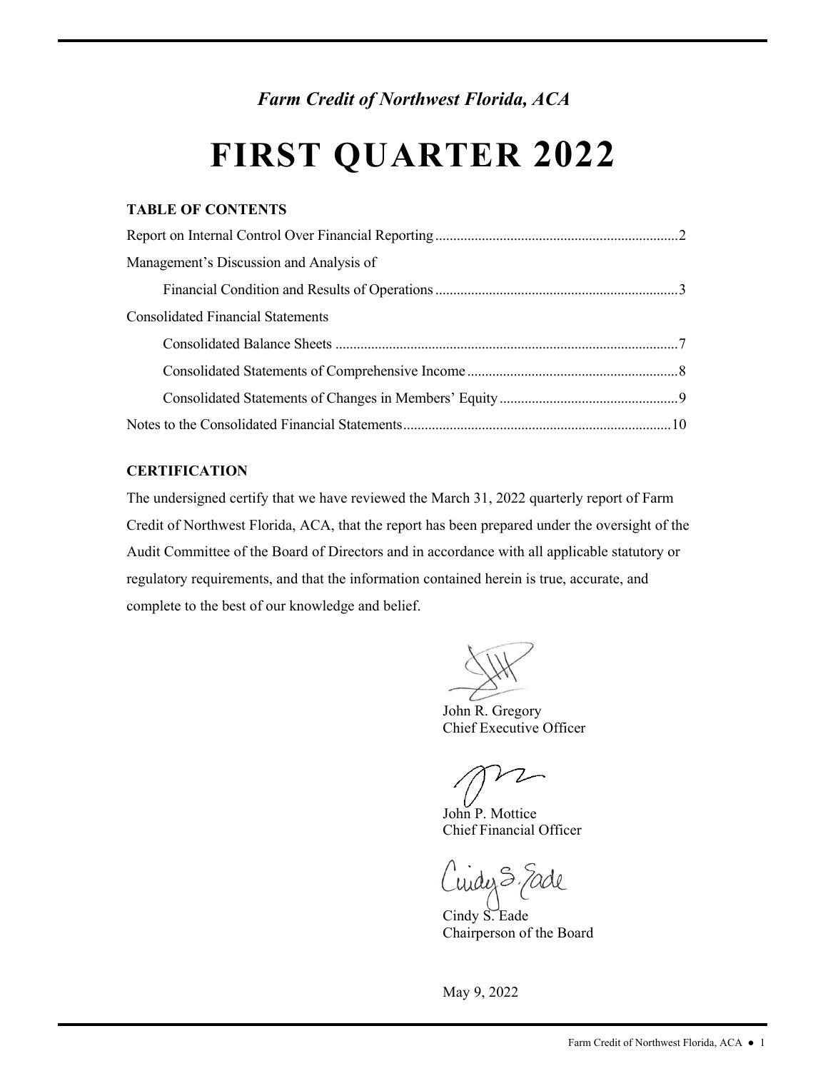*Farm Credit of Northwest Florida, ACA*

# FIRST QUARTER 2022

**TABLE OF CONTENTS**

Report on Internal Control Over Financial Reporting .......... 2

Management's Discussion and Analysis of

Financial Condition and Results of Operations .......... 3

Consolidated Financial Statements

Consolidated Balance Sheets .......... 7

Consolidated Statements of Comprehensive Income .......... 8

Consolidated Statements of Changes in Members' Equity .......... 9

Notes to the Consolidated Financial Statements .......... 10

**CERTIFICATION**

The undersigned certify that we have reviewed the March 31, 2022 quarterly report of Farm Credit of Northwest Florida, ACA, that the report has been prepared under the oversight of the Audit Committee of the Board of Directors and in accordance with all applicable statutory or regulatory requirements, and that the information contained herein is true, accurate, and complete to the best of our knowledge and belief.

John R. Gregory
Chief Executive Officer

John P. Mottice
Chief Financial Officer

Cindy S. Eade
Chairperson of the Board

May 9, 2022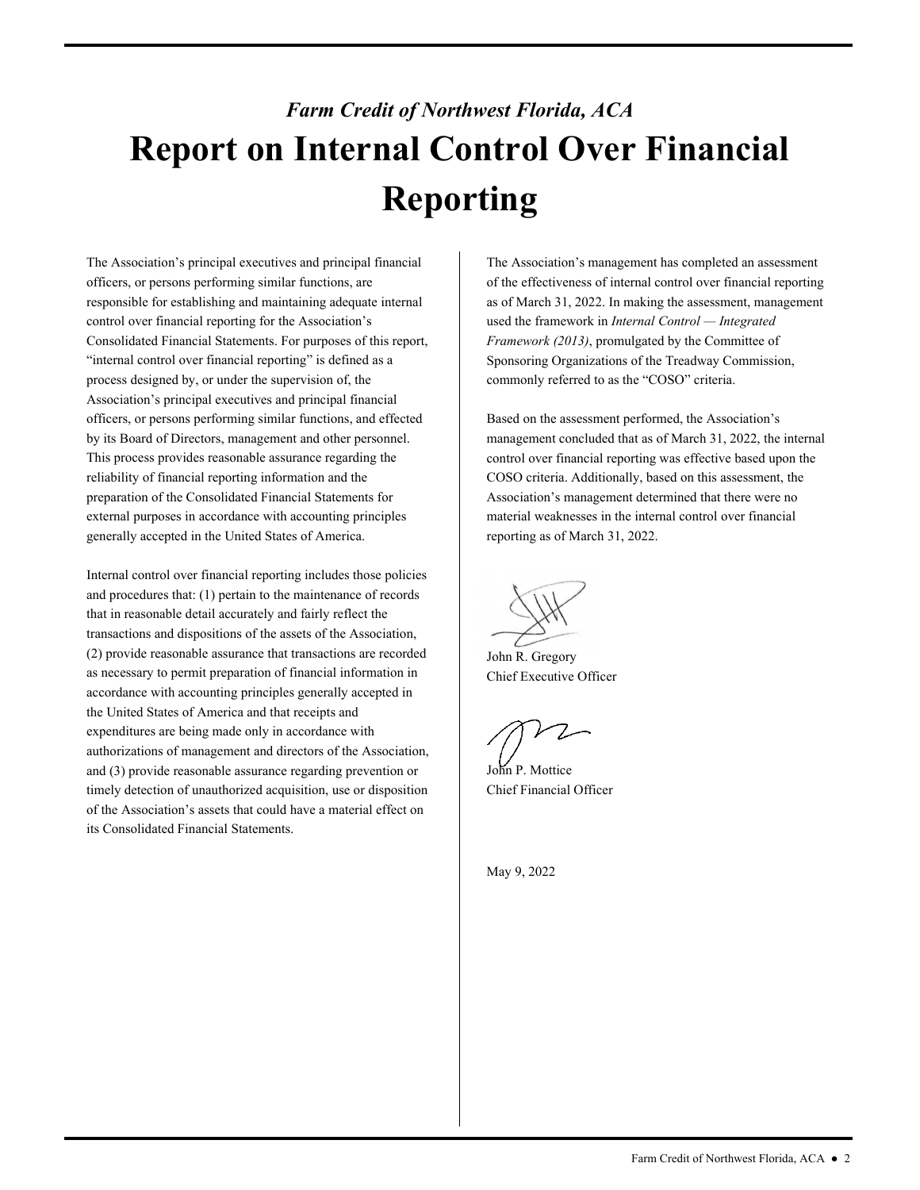*Farm Credit of Northwest Florida, ACA*

# Report on Internal Control Over Financial Reporting

The Association's principal executives and principal financial officers, or persons performing similar functions, are responsible for establishing and maintaining adequate internal control over financial reporting for the Association's Consolidated Financial Statements. For purposes of this report, "internal control over financial reporting" is defined as a process designed by, or under the supervision of, the Association's principal executives and principal financial officers, or persons performing similar functions, and effected by its Board of Directors, management and other personnel. This process provides reasonable assurance regarding the reliability of financial reporting information and the preparation of the Consolidated Financial Statements for external purposes in accordance with accounting principles generally accepted in the United States of America.

Internal control over financial reporting includes those policies and procedures that: (1) pertain to the maintenance of records that in reasonable detail accurately and fairly reflect the transactions and dispositions of the assets of the Association, (2) provide reasonable assurance that transactions are recorded as necessary to permit preparation of financial information in accordance with accounting principles generally accepted in the United States of America and that receipts and expenditures are being made only in accordance with authorizations of management and directors of the Association, and (3) provide reasonable assurance regarding prevention or timely detection of unauthorized acquisition, use or disposition of the Association's assets that could have a material effect on its Consolidated Financial Statements.

The Association's management has completed an assessment of the effectiveness of internal control over financial reporting as of March 31, 2022. In making the assessment, management used the framework in *Internal Control — Integrated Framework (2013)*, promulgated by the Committee of Sponsoring Organizations of the Treadway Commission, commonly referred to as the "COSO" criteria.

Based on the assessment performed, the Association's management concluded that as of March 31, 2022, the internal control over financial reporting was effective based upon the COSO criteria. Additionally, based on this assessment, the Association's management determined that there were no material weaknesses in the internal control over financial reporting as of March 31, 2022.

John R. Gregory
Chief Executive Officer

John P. Mottice
Chief Financial Officer

May 9, 2022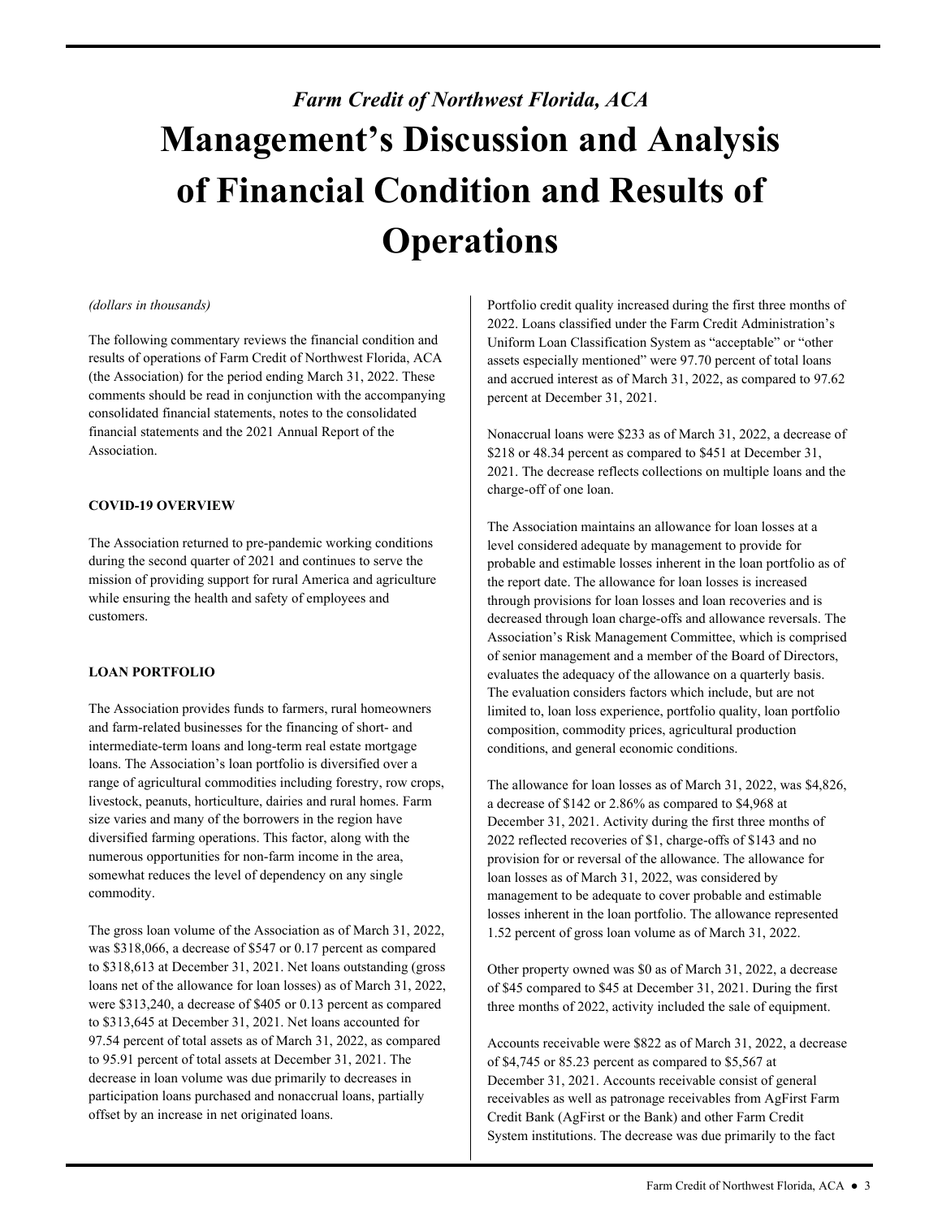*Farm Credit of Northwest Florida, ACA*

# Management's Discussion and Analysis of Financial Condition and Results of Operations

*(dollars in thousands)*

The following commentary reviews the financial condition and results of operations of Farm Credit of Northwest Florida, ACA (the Association) for the period ending March 31, 2022. These comments should be read in conjunction with the accompanying consolidated financial statements, notes to the consolidated financial statements and the 2021 Annual Report of the Association.

**COVID-19 OVERVIEW**

The Association returned to pre-pandemic working conditions during the second quarter of 2021 and continues to serve the mission of providing support for rural America and agriculture while ensuring the health and safety of employees and customers.

**LOAN PORTFOLIO**

The Association provides funds to farmers, rural homeowners and farm-related businesses for the financing of short- and intermediate-term loans and long-term real estate mortgage loans. The Association's loan portfolio is diversified over a range of agricultural commodities including forestry, row crops, livestock, peanuts, horticulture, dairies and rural homes. Farm size varies and many of the borrowers in the region have diversified farming operations. This factor, along with the numerous opportunities for non-farm income in the area, somewhat reduces the level of dependency on any single commodity.

The gross loan volume of the Association as of March 31, 2022, was $318,066, a decrease of $547 or 0.17 percent as compared to $318,613 at December 31, 2021. Net loans outstanding (gross loans net of the allowance for loan losses) as of March 31, 2022, were $313,240, a decrease of $405 or 0.13 percent as compared to $313,645 at December 31, 2021. Net loans accounted for 97.54 percent of total assets as of March 31, 2022, as compared to 95.91 percent of total assets at December 31, 2021. The decrease in loan volume was due primarily to decreases in participation loans purchased and nonaccrual loans, partially offset by an increase in net originated loans.

Portfolio credit quality increased during the first three months of 2022. Loans classified under the Farm Credit Administration's Uniform Loan Classification System as "acceptable" or "other assets especially mentioned" were 97.70 percent of total loans and accrued interest as of March 31, 2022, as compared to 97.62 percent at December 31, 2021.

Nonaccrual loans were $233 as of March 31, 2022, a decrease of $218 or 48.34 percent as compared to $451 at December 31, 2021. The decrease reflects collections on multiple loans and the charge-off of one loan.

The Association maintains an allowance for loan losses at a level considered adequate by management to provide for probable and estimable losses inherent in the loan portfolio as of the report date. The allowance for loan losses is increased through provisions for loan losses and loan recoveries and is decreased through loan charge-offs and allowance reversals. The Association's Risk Management Committee, which is comprised of senior management and a member of the Board of Directors, evaluates the adequacy of the allowance on a quarterly basis. The evaluation considers factors which include, but are not limited to, loan loss experience, portfolio quality, loan portfolio composition, commodity prices, agricultural production conditions, and general economic conditions.

The allowance for loan losses as of March 31, 2022, was $4,826, a decrease of $142 or 2.86% as compared to $4,968 at December 31, 2021. Activity during the first three months of 2022 reflected recoveries of $1, charge-offs of $143 and no provision for or reversal of the allowance. The allowance for loan losses as of March 31, 2022, was considered by management to be adequate to cover probable and estimable losses inherent in the loan portfolio. The allowance represented 1.52 percent of gross loan volume as of March 31, 2022.

Other property owned was $0 as of March 31, 2022, a decrease of $45 compared to $45 at December 31, 2021. During the first three months of 2022, activity included the sale of equipment.

Accounts receivable were $822 as of March 31, 2022, a decrease of $4,745 or 85.23 percent as compared to $5,567 at December 31, 2021. Accounts receivable consist of general receivables as well as patronage receivables from AgFirst Farm Credit Bank (AgFirst or the Bank) and other Farm Credit System institutions. The decrease was due primarily to the fact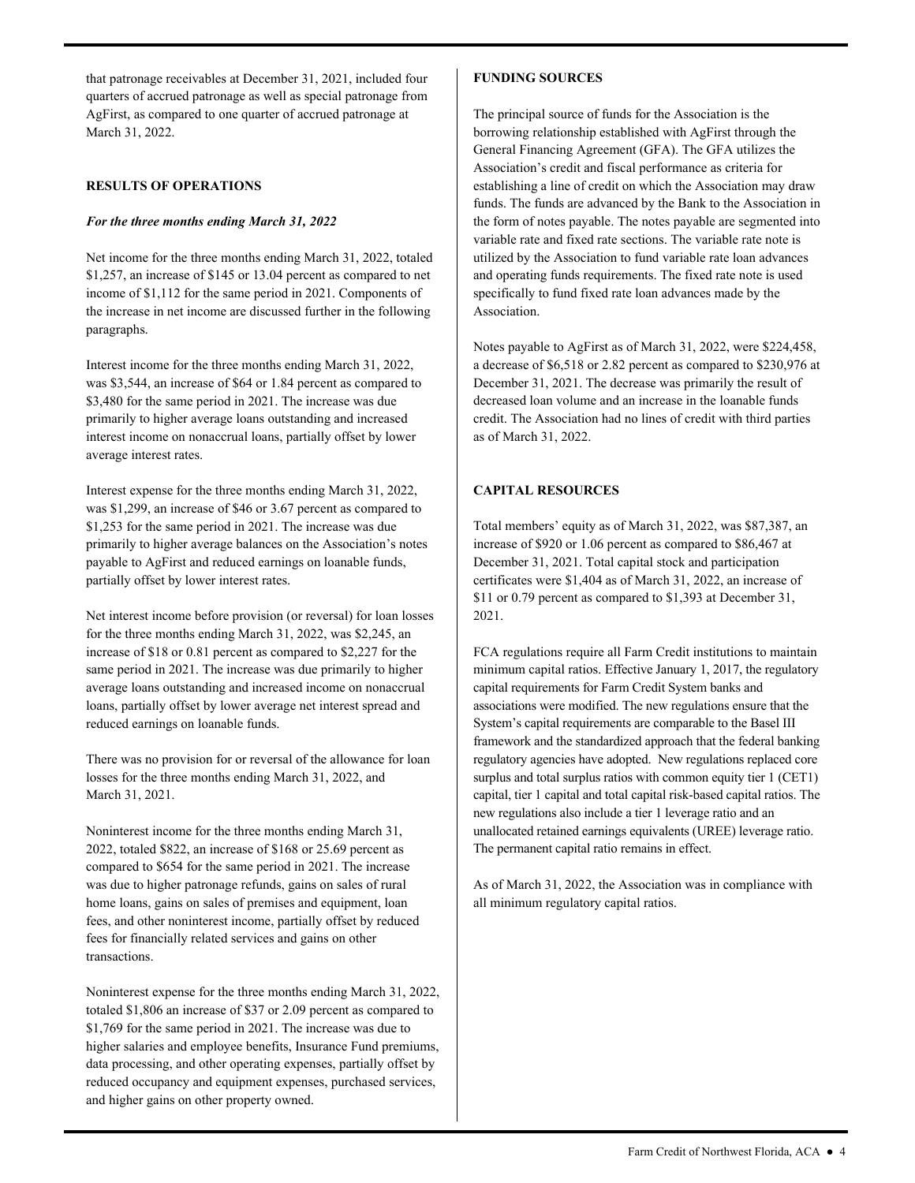that patronage receivables at December 31, 2021, included four quarters of accrued patronage as well as special patronage from AgFirst, as compared to one quarter of accrued patronage at March 31, 2022.

## RESULTS OF OPERATIONS

### *For the three months ending March 31, 2022*

Net income for the three months ending March 31, 2022, totaled $1,257, an increase of $145 or 13.04 percent as compared to net income of $1,112 for the same period in 2021. Components of the increase in net income are discussed further in the following paragraphs.

Interest income for the three months ending March 31, 2022, was $3,544, an increase of $64 or 1.84 percent as compared to $3,480 for the same period in 2021. The increase was due primarily to higher average loans outstanding and increased interest income on nonaccrual loans, partially offset by lower average interest rates.

Interest expense for the three months ending March 31, 2022, was $1,299, an increase of $46 or 3.67 percent as compared to $1,253 for the same period in 2021. The increase was due primarily to higher average balances on the Association's notes payable to AgFirst and reduced earnings on loanable funds, partially offset by lower interest rates.

Net interest income before provision (or reversal) for loan losses for the three months ending March 31, 2022, was $2,245, an increase of $18 or 0.81 percent as compared to $2,227 for the same period in 2021. The increase was due primarily to higher average loans outstanding and increased income on nonaccrual loans, partially offset by lower average net interest spread and reduced earnings on loanable funds.

There was no provision for or reversal of the allowance for loan losses for the three months ending March 31, 2022, and March 31, 2021.

Noninterest income for the three months ending March 31, 2022, totaled $822, an increase of $168 or 25.69 percent as compared to $654 for the same period in 2021. The increase was due to higher patronage refunds, gains on sales of rural home loans, gains on sales of premises and equipment, loan fees, and other noninterest income, partially offset by reduced fees for financially related services and gains on other transactions.

Noninterest expense for the three months ending March 31, 2022, totaled $1,806 an increase of $37 or 2.09 percent as compared to $1,769 for the same period in 2021. The increase was due to higher salaries and employee benefits, Insurance Fund premiums, data processing, and other operating expenses, partially offset by reduced occupancy and equipment expenses, purchased services, and higher gains on other property owned.

## FUNDING SOURCES

The principal source of funds for the Association is the borrowing relationship established with AgFirst through the General Financing Agreement (GFA). The GFA utilizes the Association's credit and fiscal performance as criteria for establishing a line of credit on which the Association may draw funds. The funds are advanced by the Bank to the Association in the form of notes payable. The notes payable are segmented into variable rate and fixed rate sections. The variable rate note is utilized by the Association to fund variable rate loan advances and operating funds requirements. The fixed rate note is used specifically to fund fixed rate loan advances made by the Association.

Notes payable to AgFirst as of March 31, 2022, were $224,458, a decrease of $6,518 or 2.82 percent as compared to $230,976 at December 31, 2021. The decrease was primarily the result of decreased loan volume and an increase in the loanable funds credit. The Association had no lines of credit with third parties as of March 31, 2022.

## CAPITAL RESOURCES

Total members' equity as of March 31, 2022, was $87,387, an increase of $920 or 1.06 percent as compared to $86,467 at December 31, 2021. Total capital stock and participation certificates were $1,404 as of March 31, 2022, an increase of $11 or 0.79 percent as compared to $1,393 at December 31, 2021.

FCA regulations require all Farm Credit institutions to maintain minimum capital ratios. Effective January 1, 2017, the regulatory capital requirements for Farm Credit System banks and associations were modified. The new regulations ensure that the System's capital requirements are comparable to the Basel III framework and the standardized approach that the federal banking regulatory agencies have adopted. New regulations replaced core surplus and total surplus ratios with common equity tier 1 (CET1) capital, tier 1 capital and total capital risk-based capital ratios. The new regulations also include a tier 1 leverage ratio and an unallocated retained earnings equivalents (UREE) leverage ratio. The permanent capital ratio remains in effect.

As of March 31, 2022, the Association was in compliance with all minimum regulatory capital ratios.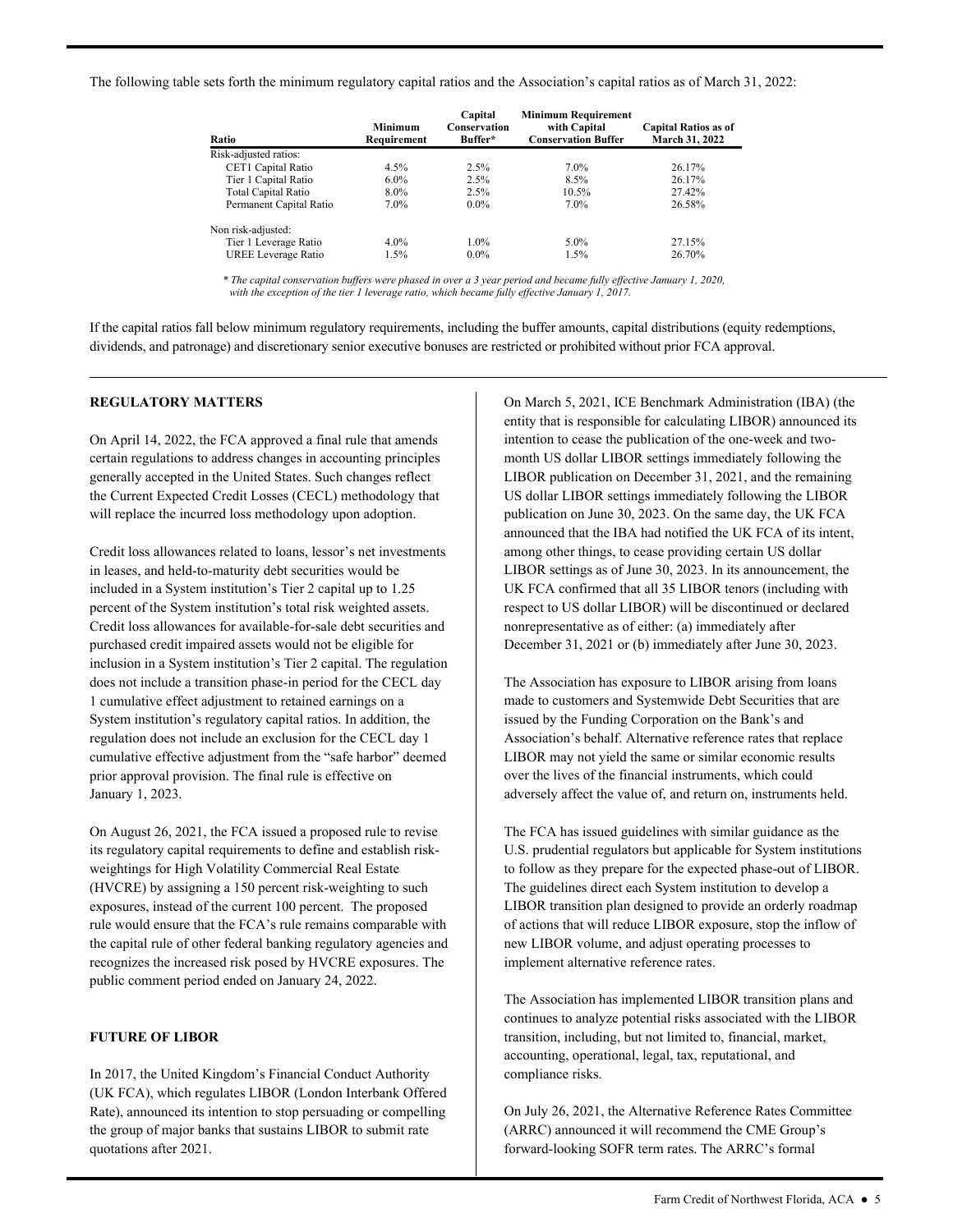The following table sets forth the minimum regulatory capital ratios and the Association's capital ratios as of March 31, 2022:

| Ratio | Minimum Requirement | Capital Conservation Buffer* | Minimum Requirement with Capital Conservation Buffer | Capital Ratios as of March 31, 2022 |
|---|---|---|---|---|
| Risk-adjusted ratios: | | | | |
| CET1 Capital Ratio | 4.5% | 2.5% | 7.0% | 26.17% |
| Tier 1 Capital Ratio | 6.0% | 2.5% | 8.5% | 26.17% |
| Total Capital Ratio | 8.0% | 2.5% | 10.5% | 27.42% |
| Permanent Capital Ratio | 7.0% | 0.0% | 7.0% | 26.58% |
| Non risk-adjusted: | | | | |
| Tier 1 Leverage Ratio | 4.0% | 1.0% | 5.0% | 27.15% |
| UREE Leverage Ratio | 1.5% | 0.0% | 1.5% | 26.70% |

*\* The capital conservation buffers were phased in over a 3 year period and became fully effective January 1, 2020, with the exception of the tier 1 leverage ratio, which became fully effective January 1, 2017.*

If the capital ratios fall below minimum regulatory requirements, including the buffer amounts, capital distributions (equity redemptions, dividends, and patronage) and discretionary senior executive bonuses are restricted or prohibited without prior FCA approval.

## REGULATORY MATTERS

On April 14, 2022, the FCA approved a final rule that amends certain regulations to address changes in accounting principles generally accepted in the United States. Such changes reflect the Current Expected Credit Losses (CECL) methodology that will replace the incurred loss methodology upon adoption.

Credit loss allowances related to loans, lessor's net investments in leases, and held-to-maturity debt securities would be included in a System institution's Tier 2 capital up to 1.25 percent of the System institution's total risk weighted assets. Credit loss allowances for available-for-sale debt securities and purchased credit impaired assets would not be eligible for inclusion in a System institution's Tier 2 capital. The regulation does not include a transition phase-in period for the CECL day 1 cumulative effect adjustment to retained earnings on a System institution's regulatory capital ratios. In addition, the regulation does not include an exclusion for the CECL day 1 cumulative effective adjustment from the "safe harbor" deemed prior approval provision. The final rule is effective on January 1, 2023.

On August 26, 2021, the FCA issued a proposed rule to revise its regulatory capital requirements to define and establish risk-weightings for High Volatility Commercial Real Estate (HVCRE) by assigning a 150 percent risk-weighting to such exposures, instead of the current 100 percent. The proposed rule would ensure that the FCA's rule remains comparable with the capital rule of other federal banking regulatory agencies and recognizes the increased risk posed by HVCRE exposures. The public comment period ended on January 24, 2022.

## FUTURE OF LIBOR

In 2017, the United Kingdom's Financial Conduct Authority (UK FCA), which regulates LIBOR (London Interbank Offered Rate), announced its intention to stop persuading or compelling the group of major banks that sustains LIBOR to submit rate quotations after 2021.

On March 5, 2021, ICE Benchmark Administration (IBA) (the entity that is responsible for calculating LIBOR) announced its intention to cease the publication of the one-week and two-month US dollar LIBOR settings immediately following the LIBOR publication on December 31, 2021, and the remaining US dollar LIBOR settings immediately following the LIBOR publication on June 30, 2023. On the same day, the UK FCA announced that the IBA had notified the UK FCA of its intent, among other things, to cease providing certain US dollar LIBOR settings as of June 30, 2023. In its announcement, the UK FCA confirmed that all 35 LIBOR tenors (including with respect to US dollar LIBOR) will be discontinued or declared nonrepresentative as of either: (a) immediately after December 31, 2021 or (b) immediately after June 30, 2023.

The Association has exposure to LIBOR arising from loans made to customers and Systemwide Debt Securities that are issued by the Funding Corporation on the Bank's and Association's behalf. Alternative reference rates that replace LIBOR may not yield the same or similar economic results over the lives of the financial instruments, which could adversely affect the value of, and return on, instruments held.

The FCA has issued guidelines with similar guidance as the U.S. prudential regulators but applicable for System institutions to follow as they prepare for the expected phase-out of LIBOR. The guidelines direct each System institution to develop a LIBOR transition plan designed to provide an orderly roadmap of actions that will reduce LIBOR exposure, stop the inflow of new LIBOR volume, and adjust operating processes to implement alternative reference rates.

The Association has implemented LIBOR transition plans and continues to analyze potential risks associated with the LIBOR transition, including, but not limited to, financial, market, accounting, operational, legal, tax, reputational, and compliance risks.

On July 26, 2021, the Alternative Reference Rates Committee (ARRC) announced it will recommend the CME Group's forward-looking SOFR term rates. The ARRC's formal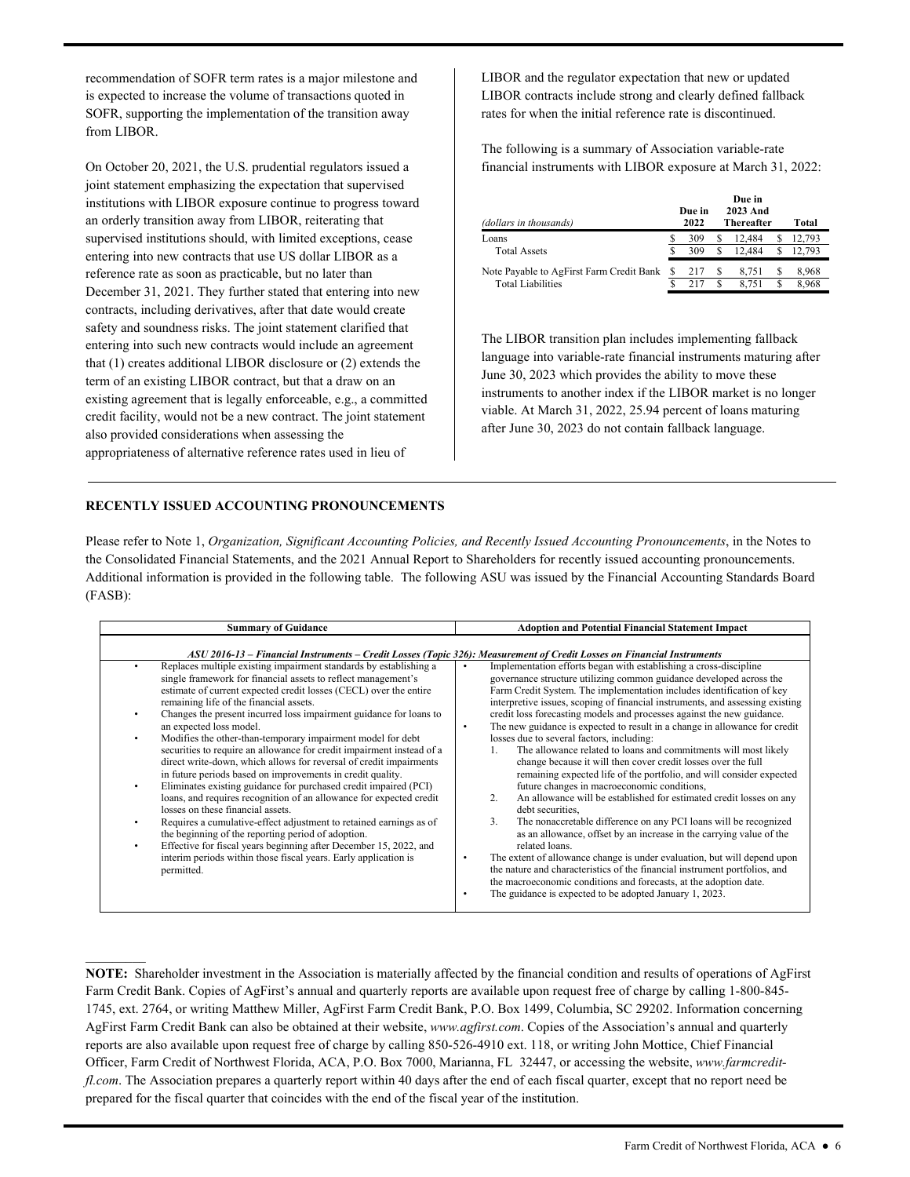recommendation of SOFR term rates is a major milestone and is expected to increase the volume of transactions quoted in SOFR, supporting the implementation of the transition away from LIBOR.

On October 20, 2021, the U.S. prudential regulators issued a joint statement emphasizing the expectation that supervised institutions with LIBOR exposure continue to progress toward an orderly transition away from LIBOR, reiterating that supervised institutions should, with limited exceptions, cease entering into new contracts that use US dollar LIBOR as a reference rate as soon as practicable, but no later than December 31, 2021. They further stated that entering into new contracts, including derivatives, after that date would create safety and soundness risks. The joint statement clarified that entering into such new contracts would include an agreement that (1) creates additional LIBOR disclosure or (2) extends the term of an existing LIBOR contract, but that a draw on an existing agreement that is legally enforceable, e.g., a committed credit facility, would not be a new contract. The joint statement also provided considerations when assessing the appropriateness of alternative reference rates used in lieu of LIBOR and the regulator expectation that new or updated LIBOR contracts include strong and clearly defined fallback rates for when the initial reference rate is discontinued.

The following is a summary of Association variable-rate financial instruments with LIBOR exposure at March 31, 2022:

| *(dollars in thousands)* | Due in 2022 | Due in 2023 And Thereafter | Total |
|---|---|---|---|
| Loans | $ 309 | $ 12,484 | $ 12,793 |
| Total Assets | $ 309 | $ 12,484 | $ 12,793 |
| Note Payable to AgFirst Farm Credit Bank | $ 217 | $ 8,751 | $ 8,968 |
| Total Liabilities | $ 217 | $ 8,751 | $ 8,968 |

The LIBOR transition plan includes implementing fallback language into variable-rate financial instruments maturing after June 30, 2023 which provides the ability to move these instruments to another index if the LIBOR market is no longer viable. At March 31, 2022, 25.94 percent of loans maturing after June 30, 2023 do not contain fallback language.

## RECENTLY ISSUED ACCOUNTING PRONOUNCEMENTS

Please refer to Note 1, *Organization, Significant Accounting Policies, and Recently Issued Accounting Pronouncements*, in the Notes to the Consolidated Financial Statements, and the 2021 Annual Report to Shareholders for recently issued accounting pronouncements. Additional information is provided in the following table. The following ASU was issued by the Financial Accounting Standards Board (FASB):

| Summary of Guidance | Adoption and Potential Financial Statement Impact |
|---|---|
| *ASU 2016-13 – Financial Instruments – Credit Losses (Topic 326): Measurement of Credit Losses on Financial Instruments* | |
| • Replaces multiple existing impairment standards by establishing a single framework for financial assets to reflect management's estimate of current expected credit losses (CECL) over the entire remaining life of the financial assets.<br>• Changes the present incurred loss impairment guidance for loans to an expected loss model.<br>• Modifies the other-than-temporary impairment model for debt securities to require an allowance for credit impairment instead of a direct write-down, which allows for reversal of credit impairments in future periods based on improvements in credit quality.<br>• Eliminates existing guidance for purchased credit impaired (PCI) loans, and requires recognition of an allowance for expected credit losses on these financial assets.<br>• Requires a cumulative-effect adjustment to retained earnings as of the beginning of the reporting period of adoption.<br>• Effective for fiscal years beginning after December 15, 2022, and interim periods within those fiscal years. Early application is permitted. | • Implementation efforts began with establishing a cross-discipline governance structure utilizing common guidance developed across the Farm Credit System. The implementation includes identification of key interpretive issues, scoping of financial instruments, and assessing existing credit loss forecasting models and processes against the new guidance.<br>• The new guidance is expected to result in a change in allowance for credit losses due to several factors, including:<br>1. The allowance related to loans and commitments will most likely change because it will then cover credit losses over the full remaining expected life of the portfolio, and will consider expected future changes in macroeconomic conditions,<br>2. An allowance will be established for estimated credit losses on any debt securities,<br>3. The nonaccretable difference on any PCI loans will be recognized as an allowance, offset by an increase in the carrying value of the related loans.<br>• The extent of allowance change is under evaluation, but will depend upon the nature and characteristics of the financial instrument portfolios, and the macroeconomic conditions and forecasts, at the adoption date.<br>• The guidance is expected to be adopted January 1, 2023. |

**NOTE:** Shareholder investment in the Association is materially affected by the financial condition and results of operations of AgFirst Farm Credit Bank. Copies of AgFirst's annual and quarterly reports are available upon request free of charge by calling 1-800-845-1745, ext. 2764, or writing Matthew Miller, AgFirst Farm Credit Bank, P.O. Box 1499, Columbia, SC 29202. Information concerning AgFirst Farm Credit Bank can also be obtained at their website, *www.agfirst.com*. Copies of the Association's annual and quarterly reports are also available upon request free of charge by calling 850-526-4910 ext. 118, or writing John Mottice, Chief Financial Officer, Farm Credit of Northwest Florida, ACA, P.O. Box 7000, Marianna, FL 32447, or accessing the website, *www.farmcredit-fl.com*. The Association prepares a quarterly report within 40 days after the end of each fiscal quarter, except that no report need be prepared for the fiscal quarter that coincides with the end of the fiscal year of the institution.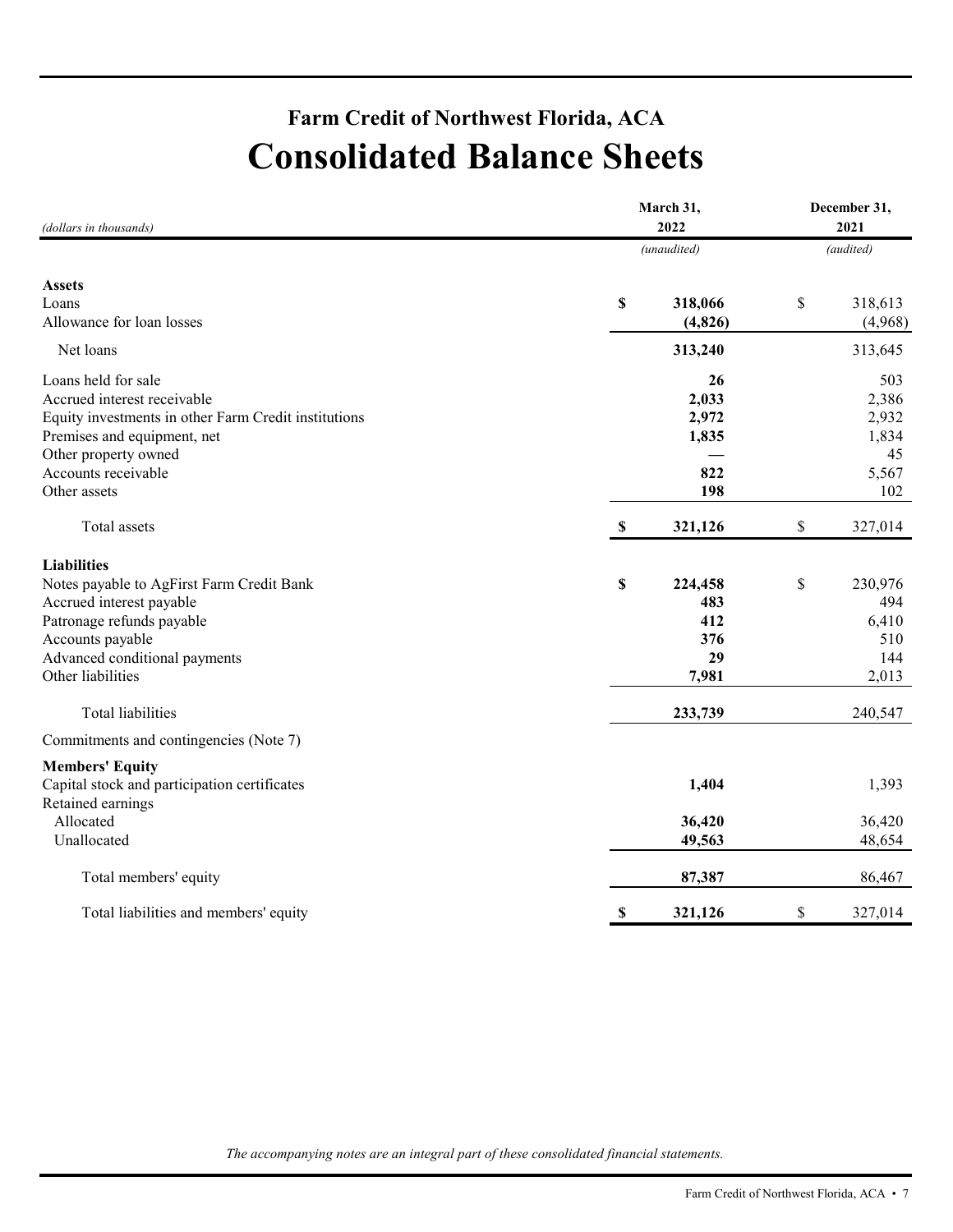## Farm Credit of Northwest Florida, ACA

# Consolidated Balance Sheets

| *(dollars in thousands)* | March 31, 2022 | December 31, 2021 |
|---|---|---|
| | *(unaudited)* | *(audited)* |
| **Assets** | | |
| Loans | **$ 318,066** | $ 318,613 |
| Allowance for loan losses | **(4,826)** | (4,968) |
| Net loans | **313,240** | 313,645 |
| Loans held for sale | **26** | 503 |
| Accrued interest receivable | **2,033** | 2,386 |
| Equity investments in other Farm Credit institutions | **2,972** | 2,932 |
| Premises and equipment, net | **1,835** | 1,834 |
| Other property owned | **—** | 45 |
| Accounts receivable | **822** | 5,567 |
| Other assets | **198** | 102 |
| Total assets | **$ 321,126** | $ 327,014 |
| **Liabilities** | | |
| Notes payable to AgFirst Farm Credit Bank | **$ 224,458** | $ 230,976 |
| Accrued interest payable | **483** | 494 |
| Patronage refunds payable | **412** | 6,410 |
| Accounts payable | **376** | 510 |
| Advanced conditional payments | **29** | 144 |
| Other liabilities | **7,981** | 2,013 |
| Total liabilities | **233,739** | 240,547 |
| Commitments and contingencies (Note 7) | | |
| **Members' Equity** | | |
| Capital stock and participation certificates | **1,404** | 1,393 |
| Retained earnings | | |
| Allocated | **36,420** | 36,420 |
| Unallocated | **49,563** | 48,654 |
| Total members' equity | **87,387** | 86,467 |
| Total liabilities and members' equity | **$ 321,126** | $ 327,014 |

*The accompanying notes are an integral part of these consolidated financial statements.*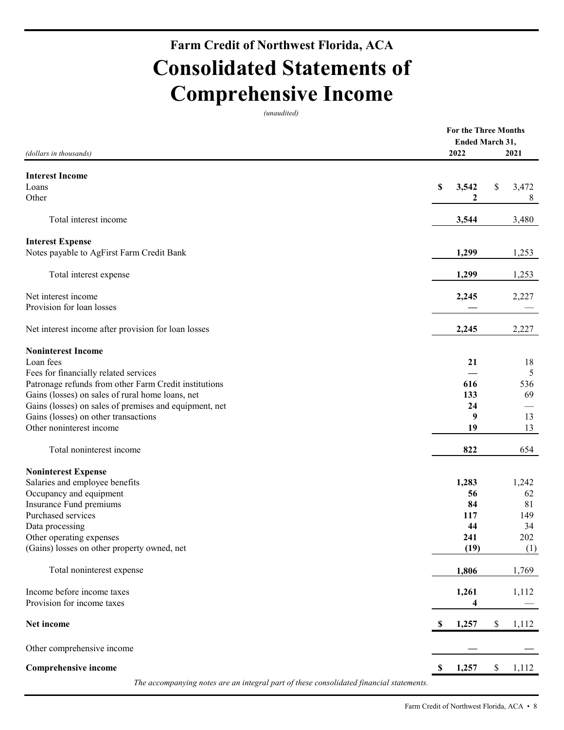# Farm Credit of Northwest Florida, ACA

# Consolidated Statements of Comprehensive Income

*(unaudited)*

| *(dollars in thousands)* | For the Three Months Ended March 31, 2022 | 2021 |
|---|---|---|
| **Interest Income** | | |
| Loans | **$ 3,542** | $ 3,472 |
| Other | **2** | 8 |
| Total interest income | **3,544** | 3,480 |
| **Interest Expense** | | |
| Notes payable to AgFirst Farm Credit Bank | **1,299** | 1,253 |
| Total interest expense | **1,299** | 1,253 |
| Net interest income | **2,245** | 2,227 |
| Provision for loan losses | **—** | — |
| Net interest income after provision for loan losses | **2,245** | 2,227 |
| **Noninterest Income** | | |
| Loan fees | **21** | 18 |
| Fees for financially related services | **—** | 5 |
| Patronage refunds from other Farm Credit institutions | **616** | 536 |
| Gains (losses) on sales of rural home loans, net | **133** | 69 |
| Gains (losses) on sales of premises and equipment, net | **24** | — |
| Gains (losses) on other transactions | **9** | 13 |
| Other noninterest income | **19** | 13 |
| Total noninterest income | **822** | 654 |
| **Noninterest Expense** | | |
| Salaries and employee benefits | **1,283** | 1,242 |
| Occupancy and equipment | **56** | 62 |
| Insurance Fund premiums | **84** | 81 |
| Purchased services | **117** | 149 |
| Data processing | **44** | 34 |
| Other operating expenses | **241** | 202 |
| (Gains) losses on other property owned, net | **(19)** | (1) |
| Total noninterest expense | **1,806** | 1,769 |
| Income before income taxes | **1,261** | 1,112 |
| Provision for income taxes | **4** | — |
| **Net income** | **$ 1,257** | $ 1,112 |
| Other comprehensive income | **—** | — |
| **Comprehensive income** | **$ 1,257** | $ 1,112 |

*The accompanying notes are an integral part of these consolidated financial statements.*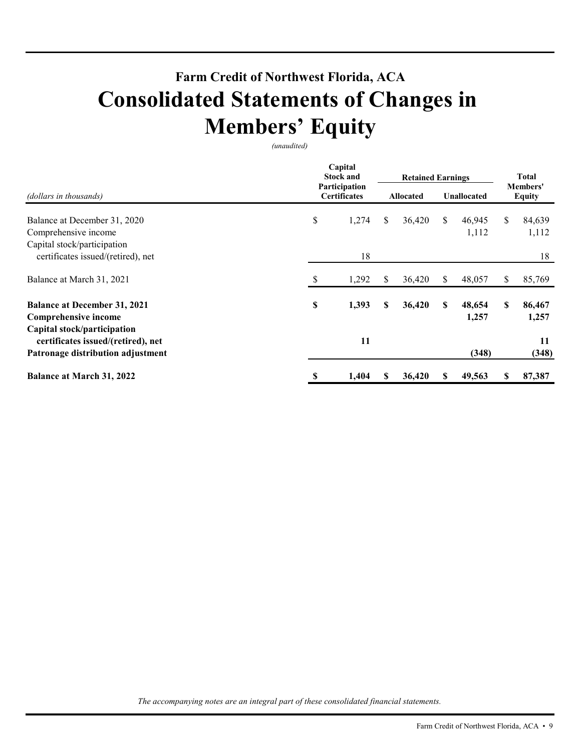# Farm Credit of Northwest Florida, ACA

# Consolidated Statements of Changes in Members' Equity

*(unaudited)*

| *(dollars in thousands)* | Capital Stock and Participation Certificates | Retained Earnings | | Total Members' Equity |
|---|---|---|---|---|
| | | Allocated | Unallocated | |
| Balance at December 31, 2020 | $ 1,274 | $ 36,420 | $ 46,945 | $ 84,639 |
| Comprehensive income | | | 1,112 | 1,112 |
| Capital stock/participation certificates issued/(retired), net | 18 | | | 18 |
| Balance at March 31, 2021 | $ 1,292 | $ 36,420 | $ 48,057 | $ 85,769 |
| **Balance at December 31, 2021** | **$ 1,393** | **$ 36,420** | **$ 48,654** | **$ 86,467** |
| **Comprehensive income** | | | **1,257** | **1,257** |
| **Capital stock/participation certificates issued/(retired), net** | **11** | | | **11** |
| **Patronage distribution adjustment** | | | **(348)** | **(348)** |
| **Balance at March 31, 2022** | **$ 1,404** | **$ 36,420** | **$ 49,563** | **$ 87,387** |

*The accompanying notes are an integral part of these consolidated financial statements.*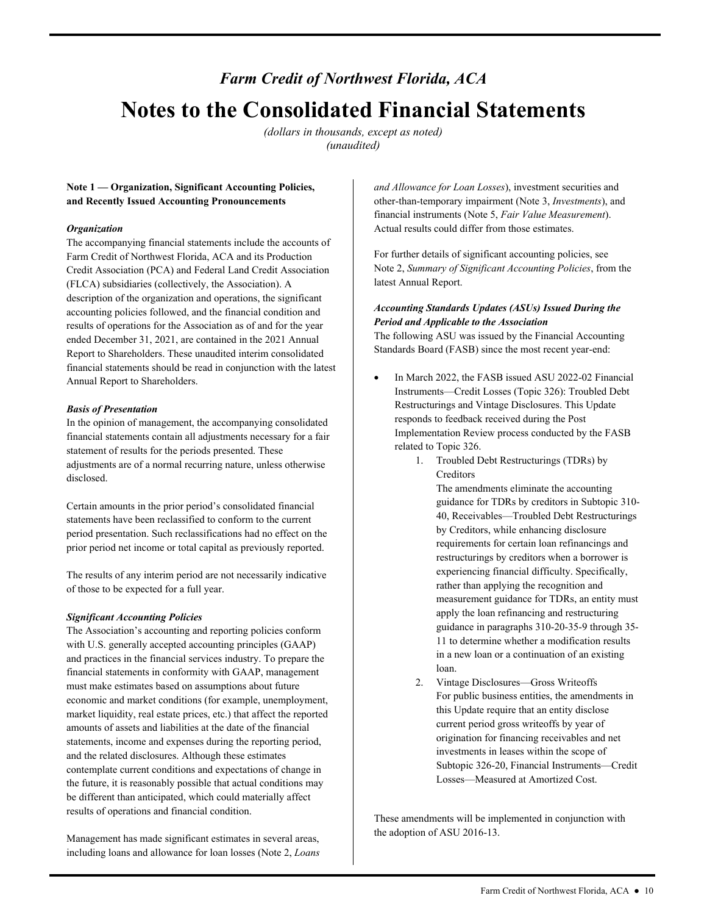# *Farm Credit of Northwest Florida, ACA*

# Notes to the Consolidated Financial Statements

*(dollars in thousands, except as noted)*
*(unaudited)*

**Note 1 — Organization, Significant Accounting Policies, and Recently Issued Accounting Pronouncements**

***Organization***

The accompanying financial statements include the accounts of Farm Credit of Northwest Florida, ACA and its Production Credit Association (PCA) and Federal Land Credit Association (FLCA) subsidiaries (collectively, the Association). A description of the organization and operations, the significant accounting policies followed, and the financial condition and results of operations for the Association as of and for the year ended December 31, 2021, are contained in the 2021 Annual Report to Shareholders. These unaudited interim consolidated financial statements should be read in conjunction with the latest Annual Report to Shareholders.

***Basis of Presentation***

In the opinion of management, the accompanying consolidated financial statements contain all adjustments necessary for a fair statement of results for the periods presented. These adjustments are of a normal recurring nature, unless otherwise disclosed.

Certain amounts in the prior period's consolidated financial statements have been reclassified to conform to the current period presentation. Such reclassifications had no effect on the prior period net income or total capital as previously reported.

The results of any interim period are not necessarily indicative of those to be expected for a full year.

***Significant Accounting Policies***

The Association's accounting and reporting policies conform with U.S. generally accepted accounting principles (GAAP) and practices in the financial services industry. To prepare the financial statements in conformity with GAAP, management must make estimates based on assumptions about future economic and market conditions (for example, unemployment, market liquidity, real estate prices, etc.) that affect the reported amounts of assets and liabilities at the date of the financial statements, income and expenses during the reporting period, and the related disclosures. Although these estimates contemplate current conditions and expectations of change in the future, it is reasonably possible that actual conditions may be different than anticipated, which could materially affect results of operations and financial condition.

Management has made significant estimates in several areas, including loans and allowance for loan losses (Note 2, *Loans and Allowance for Loan Losses*), investment securities and other-than-temporary impairment (Note 3, *Investments*), and financial instruments (Note 5, *Fair Value Measurement*). Actual results could differ from those estimates.

For further details of significant accounting policies, see Note 2, *Summary of Significant Accounting Policies*, from the latest Annual Report.

***Accounting Standards Updates (ASUs) Issued During the Period and Applicable to the Association***

The following ASU was issued by the Financial Accounting Standards Board (FASB) since the most recent year-end:

- In March 2022, the FASB issued ASU 2022-02 Financial Instruments—Credit Losses (Topic 326): Troubled Debt Restructurings and Vintage Disclosures. This Update responds to feedback received during the Post Implementation Review process conducted by the FASB related to Topic 326.
    1. Troubled Debt Restructurings (TDRs) by Creditors
       The amendments eliminate the accounting guidance for TDRs by creditors in Subtopic 310-40, Receivables—Troubled Debt Restructurings by Creditors, while enhancing disclosure requirements for certain loan refinancings and restructurings by creditors when a borrower is experiencing financial difficulty. Specifically, rather than applying the recognition and measurement guidance for TDRs, an entity must apply the loan refinancing and restructuring guidance in paragraphs 310-20-35-9 through 35-11 to determine whether a modification results in a new loan or a continuation of an existing loan.
    2. Vintage Disclosures—Gross Writeoffs
       For public business entities, the amendments in this Update require that an entity disclose current period gross writeoffs by year of origination for financing receivables and net investments in leases within the scope of Subtopic 326-20, Financial Instruments—Credit Losses—Measured at Amortized Cost.

These amendments will be implemented in conjunction with the adoption of ASU 2016-13.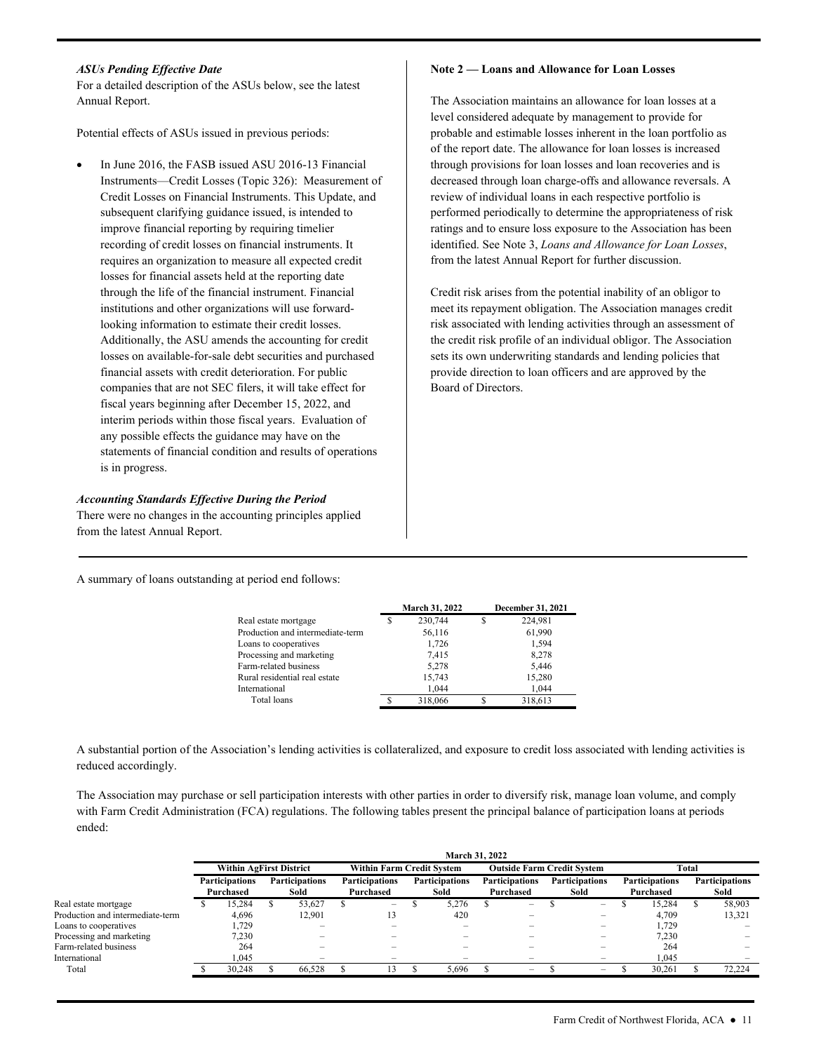*ASUs Pending Effective Date*

For a detailed description of the ASUs below, see the latest Annual Report.

Potential effects of ASUs issued in previous periods:

- In June 2016, the FASB issued ASU 2016-13 Financial Instruments—Credit Losses (Topic 326): Measurement of Credit Losses on Financial Instruments. This Update, and subsequent clarifying guidance issued, is intended to improve financial reporting by requiring timelier recording of credit losses on financial instruments. It requires an organization to measure all expected credit losses for financial assets held at the reporting date through the life of the financial instrument. Financial institutions and other organizations will use forward-looking information to estimate their credit losses. Additionally, the ASU amends the accounting for credit losses on available-for-sale debt securities and purchased financial assets with credit deterioration. For public companies that are not SEC filers, it will take effect for fiscal years beginning after December 15, 2022, and interim periods within those fiscal years. Evaluation of any possible effects the guidance may have on the statements of financial condition and results of operations is in progress.

*Accounting Standards Effective During the Period*

There were no changes in the accounting principles applied from the latest Annual Report.

**Note 2 — Loans and Allowance for Loan Losses**

The Association maintains an allowance for loan losses at a level considered adequate by management to provide for probable and estimable losses inherent in the loan portfolio as of the report date. The allowance for loan losses is increased through provisions for loan losses and loan recoveries and is decreased through loan charge-offs and allowance reversals. A review of individual loans in each respective portfolio is performed periodically to determine the appropriateness of risk ratings and to ensure loss exposure to the Association has been identified. See Note 3, *Loans and Allowance for Loan Losses*, from the latest Annual Report for further discussion.

Credit risk arises from the potential inability of an obligor to meet its repayment obligation. The Association manages credit risk associated with lending activities through an assessment of the credit risk profile of an individual obligor. The Association sets its own underwriting standards and lending policies that provide direction to loan officers and are approved by the Board of Directors.

A summary of loans outstanding at period end follows:

| | March 31, 2022 | December 31, 2021 |
|---|---|---|
| Real estate mortgage | $ 230,744 | $ 224,981 |
| Production and intermediate-term | 56,116 | 61,990 |
| Loans to cooperatives | 1,726 | 1,594 |
| Processing and marketing | 7,415 | 8,278 |
| Farm-related business | 5,278 | 5,446 |
| Rural residential real estate | 15,743 | 15,280 |
| International | 1,044 | 1,044 |
| Total loans | $ 318,066 | $ 318,613 |

A substantial portion of the Association's lending activities is collateralized, and exposure to credit loss associated with lending activities is reduced accordingly.

The Association may purchase or sell participation interests with other parties in order to diversify risk, manage loan volume, and comply with Farm Credit Administration (FCA) regulations. The following tables present the principal balance of participation loans at periods ended:

| | March 31, 2022 | | | | | | | |
|---|---|---|---|---|---|---|---|---|
| | Within AgFirst District | | Within Farm Credit System | | Outside Farm Credit System | | Total | |
| | Participations Purchased | Participations Sold | Participations Purchased | Participations Sold | Participations Purchased | Participations Sold | Participations Purchased | Participations Sold |
| Real estate mortgage | $ 15,284 | $ 53,627 | $ – | $ 5,276 | $ – | $ – | $ 15,284 | $ 58,903 |
| Production and intermediate-term | 4,696 | 12,901 | 13 | 420 | – | – | 4,709 | 13,321 |
| Loans to cooperatives | 1,729 | – | – | – | – | – | 1,729 | – |
| Processing and marketing | 7,230 | – | – | – | – | – | 7,230 | – |
| Farm-related business | 264 | – | – | – | – | – | 264 | – |
| International | 1,045 | – | – | – | – | – | 1,045 | – |
| Total | $ 30,248 | $ 66,528 | $ 13 | $ 5,696 | $ – | $ – | $ 30,261 | $ 72,224 |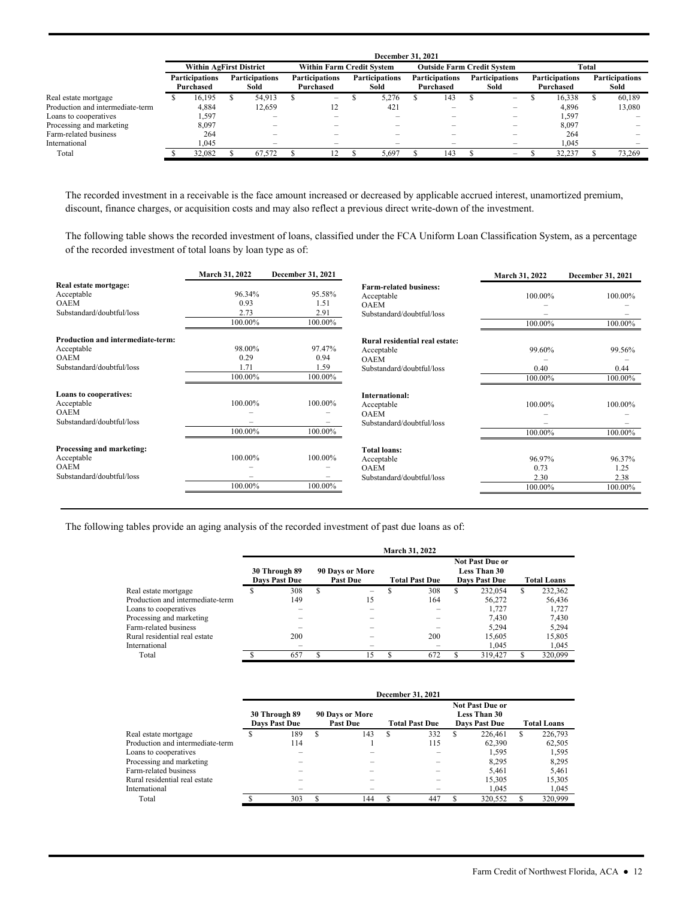| | December 31, 2021 | | | | | | | |
|---|---|---|---|---|---|---|---|---|
| | Within AgFirst District | | Within Farm Credit System | | Outside Farm Credit System | | Total | |
| | Participations Purchased | Participations Sold | Participations Purchased | Participations Sold | Participations Purchased | Participations Sold | Participations Purchased | Participations Sold |
| Real estate mortgage | $ 16,195 | $ 54,913 | $ – | $ 5,276 | $ 143 | $ – | $ 16,338 | $ 60,189 |
| Production and intermediate-term | 4,884 | 12,659 | 12 | 421 | – | – | 4,896 | 13,080 |
| Loans to cooperatives | 1,597 | – | – | – | – | – | 1,597 | – |
| Processing and marketing | 8,097 | – | – | – | – | – | 8,097 | – |
| Farm-related business | 264 | – | – | – | – | – | 264 | – |
| International | 1,045 | – | – | – | – | – | 1,045 | – |
| Total | $ 32,082 | $ 67,572 | $ 12 | $ 5,697 | $ 143 | $ – | $ 32,237 | $ 73,269 |

The recorded investment in a receivable is the face amount increased or decreased by applicable accrued interest, unamortized premium, discount, finance charges, or acquisition costs and may also reflect a previous direct write-down of the investment.

The following table shows the recorded investment of loans, classified under the FCA Uniform Loan Classification System, as a percentage of the recorded investment of total loans by loan type as of:

| | March 31, 2022 | December 31, 2021 |
|---|---|---|
| **Real estate mortgage:** | | |
| Acceptable | 96.34% | 95.58% |
| OAEM | 0.93 | 1.51 |
| Substandard/doubtful/loss | 2.73 | 2.91 |
| | 100.00% | 100.00% |
| **Production and intermediate-term:** | | |
| Acceptable | 98.00% | 97.47% |
| OAEM | 0.29 | 0.94 |
| Substandard/doubtful/loss | 1.71 | 1.59 |
| | 100.00% | 100.00% |
| **Loans to cooperatives:** | | |
| Acceptable | 100.00% | 100.00% |
| OAEM | – | – |
| Substandard/doubtful/loss | – | – |
| | 100.00% | 100.00% |
| **Processing and marketing:** | | |
| Acceptable | 100.00% | 100.00% |
| OAEM | – | – |
| Substandard/doubtful/loss | – | – |
| | 100.00% | 100.00% |
| **Farm-related business:** | | |
| Acceptable | 100.00% | 100.00% |
| OAEM | – | – |
| Substandard/doubtful/loss | – | – |
| | 100.00% | 100.00% |
| **Rural residential real estate:** | | |
| Acceptable | 99.60% | 99.56% |
| OAEM | – | – |
| Substandard/doubtful/loss | 0.40 | 0.44 |
| | 100.00% | 100.00% |
| **International:** | | |
| Acceptable | 100.00% | 100.00% |
| OAEM | – | – |
| Substandard/doubtful/loss | – | – |
| | 100.00% | 100.00% |
| **Total loans:** | | |
| Acceptable | 96.97% | 96.37% |
| OAEM | 0.73 | 1.25 |
| Substandard/doubtful/loss | 2.30 | 2.38 |
| | 100.00% | 100.00% |

The following tables provide an aging analysis of the recorded investment of past due loans as of:

| | March 31, 2022 | | | | |
|---|---|---|---|---|---|
| | 30 Through 89 Days Past Due | 90 Days or More Past Due | Total Past Due | Not Past Due or Less Than 30 Days Past Due | Total Loans |
| Real estate mortgage | $ 308 | $ – | $ 308 | $ 232,054 | $ 232,362 |
| Production and intermediate-term | 149 | 15 | 164 | 56,272 | 56,436 |
| Loans to cooperatives | – | – | – | 1,727 | 1,727 |
| Processing and marketing | – | – | – | 7,430 | 7,430 |
| Farm-related business | – | – | – | 5,294 | 5,294 |
| Rural residential real estate | 200 | – | 200 | 15,605 | 15,805 |
| International | – | – | – | 1,045 | 1,045 |
| Total | $ 657 | $ 15 | $ 672 | $ 319,427 | $ 320,099 |

| | December 31, 2021 | | | | |
|---|---|---|---|---|---|
| | 30 Through 89 Days Past Due | 90 Days or More Past Due | Total Past Due | Not Past Due or Less Than 30 Days Past Due | Total Loans |
| Real estate mortgage | $ 189 | $ 143 | $ 332 | $ 226,461 | $ 226,793 |
| Production and intermediate-term | 114 | 1 | 115 | 62,390 | 62,505 |
| Loans to cooperatives | – | – | – | 1,595 | 1,595 |
| Processing and marketing | – | – | – | 8,295 | 8,295 |
| Farm-related business | – | – | – | 5,461 | 5,461 |
| Rural residential real estate | – | – | – | 15,305 | 15,305 |
| International | – | – | – | 1,045 | 1,045 |
| Total | $ 303 | $ 144 | $ 447 | $ 320,552 | $ 320,999 |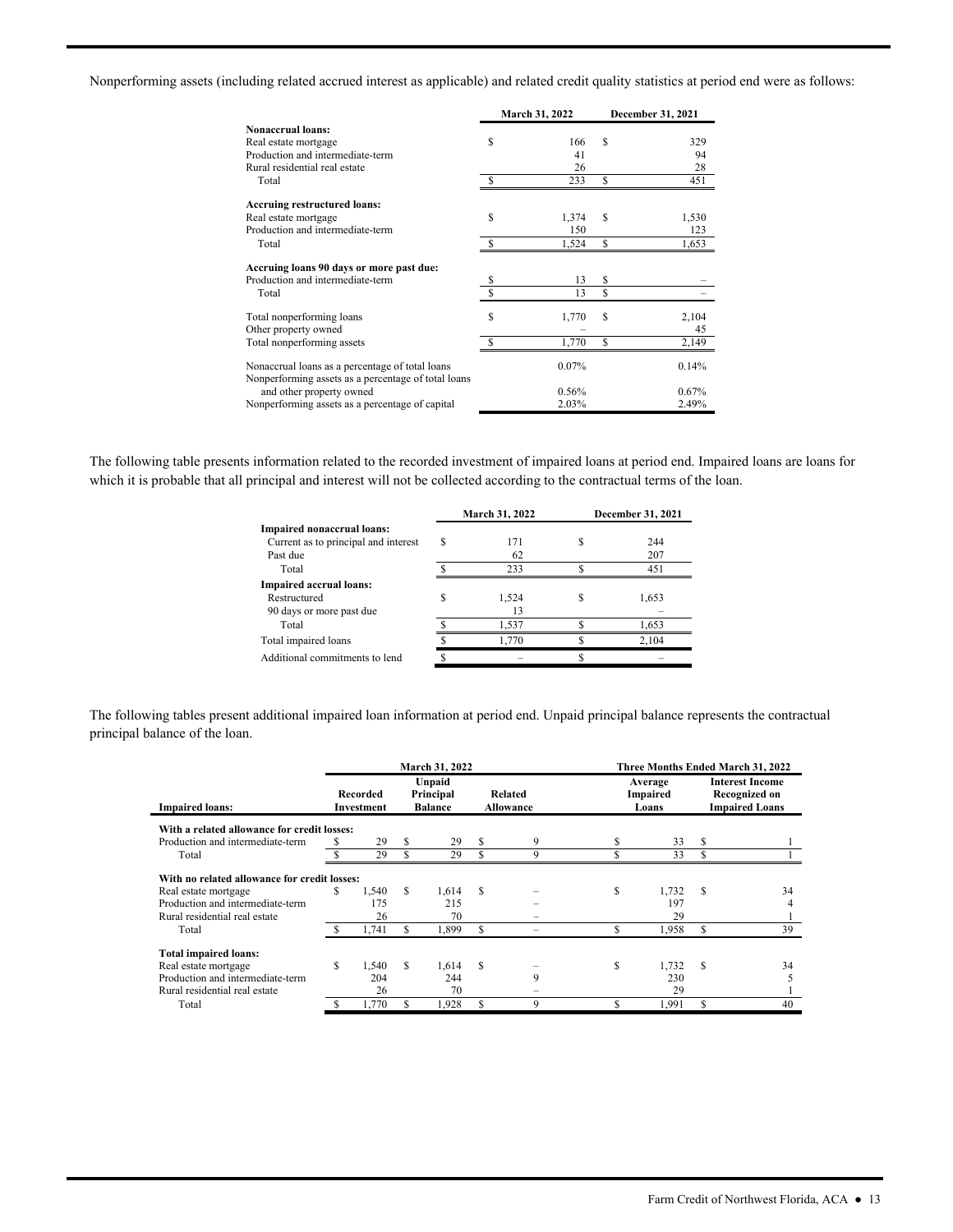Nonperforming assets (including related accrued interest as applicable) and related credit quality statistics at period end were as follows:

| | March 31, 2022 | December 31, 2021 |
|---|---|---|
| **Nonaccrual loans:** | | |
| Real estate mortgage | $ 166 | $ 329 |
| Production and intermediate-term | 41 | 94 |
| Rural residential real estate | 26 | 28 |
| Total | $ 233 | $ 451 |
| **Accruing restructured loans:** | | |
| Real estate mortgage | $ 1,374 | $ 1,530 |
| Production and intermediate-term | 150 | 123 |
| Total | $ 1,524 | $ 1,653 |
| **Accruing loans 90 days or more past due:** | | |
| Production and intermediate-term | $ 13 | $ – |
| Total | $ 13 | $ – |
| Total nonperforming loans | $ 1,770 | $ 2,104 |
| Other property owned | – | 45 |
| Total nonperforming assets | $ 1,770 | $ 2,149 |
| Nonaccrual loans as a percentage of total loans | 0.07% | 0.14% |
| Nonperforming assets as a percentage of total loans and other property owned | 0.56% | 0.67% |
| Nonperforming assets as a percentage of capital | 2.03% | 2.49% |

The following table presents information related to the recorded investment of impaired loans at period end. Impaired loans are loans for which it is probable that all principal and interest will not be collected according to the contractual terms of the loan.

| | March 31, 2022 | December 31, 2021 |
|---|---|---|
| **Impaired nonaccrual loans:** | | |
| Current as to principal and interest | $ 171 | $ 244 |
| Past due | 62 | 207 |
| Total | $ 233 | $ 451 |
| **Impaired accrual loans:** | | |
| Restructured | $ 1,524 | $ 1,653 |
| 90 days or more past due | 13 | – |
| Total | $ 1,537 | $ 1,653 |
| Total impaired loans | $ 1,770 | $ 2,104 |
| Additional commitments to lend | $ – | $ – |

The following tables present additional impaired loan information at period end. Unpaid principal balance represents the contractual principal balance of the loan.

| | March 31, 2022 | | | Three Months Ended March 31, 2022 | |
|---|---|---|---|---|---|
| **Impaired loans:** | Recorded Investment | Unpaid Principal Balance | Related Allowance | Average Impaired Loans | Interest Income Recognized on Impaired Loans |
| **With a related allowance for credit losses:** | | | | | |
| Production and intermediate-term | $ 29 | $ 29 | $ 9 | $ 33 | $ 1 |
| Total | $ 29 | $ 29 | $ 9 | $ 33 | $ 1 |
| **With no related allowance for credit losses:** | | | | | |
| Real estate mortgage | $ 1,540 | $ 1,614 | $ – | $ 1,732 | $ 34 |
| Production and intermediate-term | 175 | 215 | – | 197 | 4 |
| Rural residential real estate | 26 | 70 | – | 29 | 1 |
| Total | $ 1,741 | $ 1,899 | $ – | $ 1,958 | $ 39 |
| **Total impaired loans:** | | | | | |
| Real estate mortgage | $ 1,540 | $ 1,614 | $ – | $ 1,732 | $ 34 |
| Production and intermediate-term | 204 | 244 | 9 | 230 | 5 |
| Rural residential real estate | 26 | 70 | – | 29 | 1 |
| Total | $ 1,770 | $ 1,928 | $ 9 | $ 1,991 | $ 40 |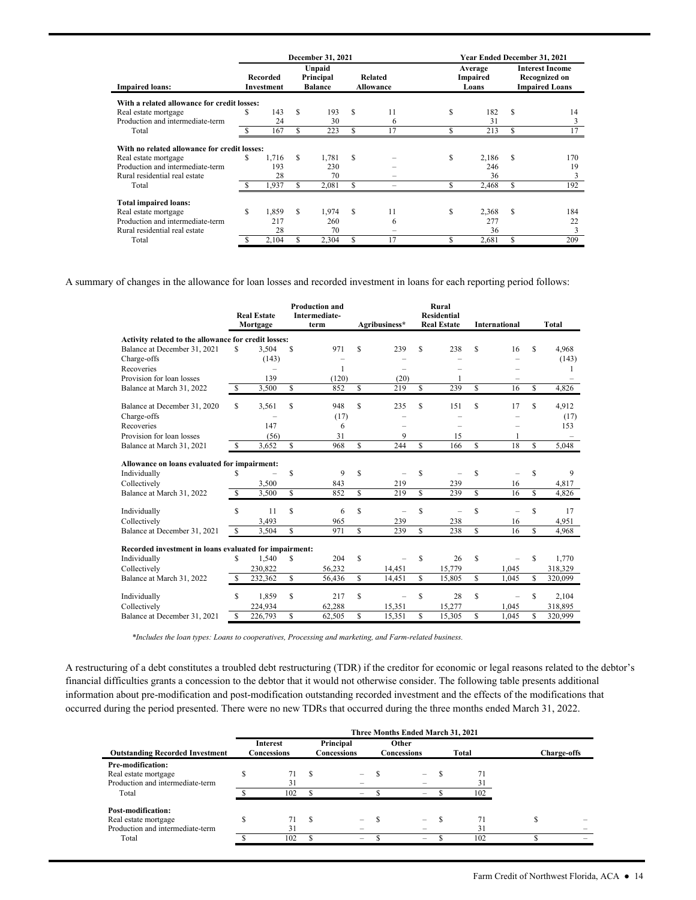| Impaired loans: | December 31, 2021 | | | Year Ended December 31, 2021 | |
|---|---|---|---|---|---|
| | Recorded Investment | Unpaid Principal Balance | Related Allowance | Average Impaired Loans | Interest Income Recognized on Impaired Loans |
| **With a related allowance for credit losses:** | | | | | |
| Real estate mortgage | $ 143 | $ 193 | $ 11 | $ 182 | $ 14 |
| Production and intermediate-term | 24 | 30 | 6 | 31 | 3 |
| Total | $ 167 | $ 223 | $ 17 | $ 213 | $ 17 |
| **With no related allowance for credit losses:** | | | | | |
| Real estate mortgage | $ 1,716 | $ 1,781 | $ – | $ 2,186 | $ 170 |
| Production and intermediate-term | 193 | 230 | – | 246 | 19 |
| Rural residential real estate | 28 | 70 | – | 36 | 3 |
| Total | $ 1,937 | $ 2,081 | $ – | $ 2,468 | $ 192 |
| **Total impaired loans:** | | | | | |
| Real estate mortgage | $ 1,859 | $ 1,974 | $ 11 | $ 2,368 | $ 184 |
| Production and intermediate-term | 217 | 260 | 6 | 277 | 22 |
| Rural residential real estate | 28 | 70 | – | 36 | 3 |
| Total | $ 2,104 | $ 2,304 | $ 17 | $ 2,681 | $ 209 |

A summary of changes in the allowance for loan losses and recorded investment in loans for each reporting period follows:

| | Real Estate Mortgage | Production and Intermediate-term | Agribusiness* | Rural Residential Real Estate | International | Total |
|---|---|---|---|---|---|---|
| **Activity related to the allowance for credit losses:** | | | | | | |
| Balance at December 31, 2021 | $ 3,504 | $ 971 | $ 239 | $ 238 | $ 16 | $ 4,968 |
| Charge-offs | (143) | – | – | – | – | (143) |
| Recoveries | – | 1 | – | – | – | 1 |
| Provision for loan losses | 139 | (120) | (20) | 1 | – | – |
| Balance at March 31, 2022 | $ 3,500 | $ 852 | $ 219 | $ 239 | $ 16 | $ 4,826 |
| Balance at December 31, 2020 | $ 3,561 | $ 948 | $ 235 | $ 151 | $ 17 | $ 4,912 |
| Charge-offs | – | (17) | – | – | – | (17) |
| Recoveries | 147 | 6 | – | – | – | 153 |
| Provision for loan losses | (56) | 31 | 9 | 15 | 1 | – |
| Balance at March 31, 2021 | $ 3,652 | $ 968 | $ 244 | $ 166 | $ 18 | $ 5,048 |
| **Allowance on loans evaluated for impairment:** | | | | | | |
| Individually | $ – | $ 9 | $ – | $ – | $ – | $ 9 |
| Collectively | 3,500 | 843 | 219 | 239 | 16 | 4,817 |
| Balance at March 31, 2022 | $ 3,500 | $ 852 | $ 219 | $ 239 | $ 16 | $ 4,826 |
| Individually | $ 11 | $ 6 | $ – | $ – | $ – | $ 17 |
| Collectively | 3,493 | 965 | 239 | 238 | 16 | 4,951 |
| Balance at December 31, 2021 | $ 3,504 | $ 971 | $ 239 | $ 238 | $ 16 | $ 4,968 |
| **Recorded investment in loans evaluated for impairment:** | | | | | | |
| Individually | $ 1,540 | $ 204 | $ – | $ 26 | $ – | $ 1,770 |
| Collectively | 230,822 | 56,232 | 14,451 | 15,779 | 1,045 | 318,329 |
| Balance at March 31, 2022 | $ 232,362 | $ 56,436 | $ 14,451 | $ 15,805 | $ 1,045 | $ 320,099 |
| Individually | $ 1,859 | $ 217 | $ – | $ 28 | $ – | $ 2,104 |
| Collectively | 224,934 | 62,288 | 15,351 | 15,277 | 1,045 | 318,895 |
| Balance at December 31, 2021 | $ 226,793 | $ 62,505 | $ 15,351 | $ 15,305 | $ 1,045 | $ 320,999 |

*\*Includes the loan types: Loans to cooperatives, Processing and marketing, and Farm-related business.*

A restructuring of a debt constitutes a troubled debt restructuring (TDR) if the creditor for economic or legal reasons related to the debtor's financial difficulties grants a concession to the debtor that it would not otherwise consider. The following table presents additional information about pre-modification and post-modification outstanding recorded investment and the effects of the modifications that occurred during the period presented. There were no new TDRs that occurred during the three months ended March 31, 2022.

| | Three Months Ended March 31, 2021 | | | | |
|---|---|---|---|---|---|
| Outstanding Recorded Investment | Interest Concessions | Principal Concessions | Other Concessions | Total | Charge-offs |
| **Pre-modification:** | | | | | |
| Real estate mortgage | $ 71 | $ – | $ – | $ 71 | |
| Production and intermediate-term | 31 | – | – | 31 | |
| Total | $ 102 | $ – | $ – | $ 102 | |
| **Post-modification:** | | | | | |
| Real estate mortgage | $ 71 | $ – | $ – | $ 71 | $ – |
| Production and intermediate-term | 31 | – | – | 31 | – |
| Total | $ 102 | $ – | $ – | $ 102 | $ – |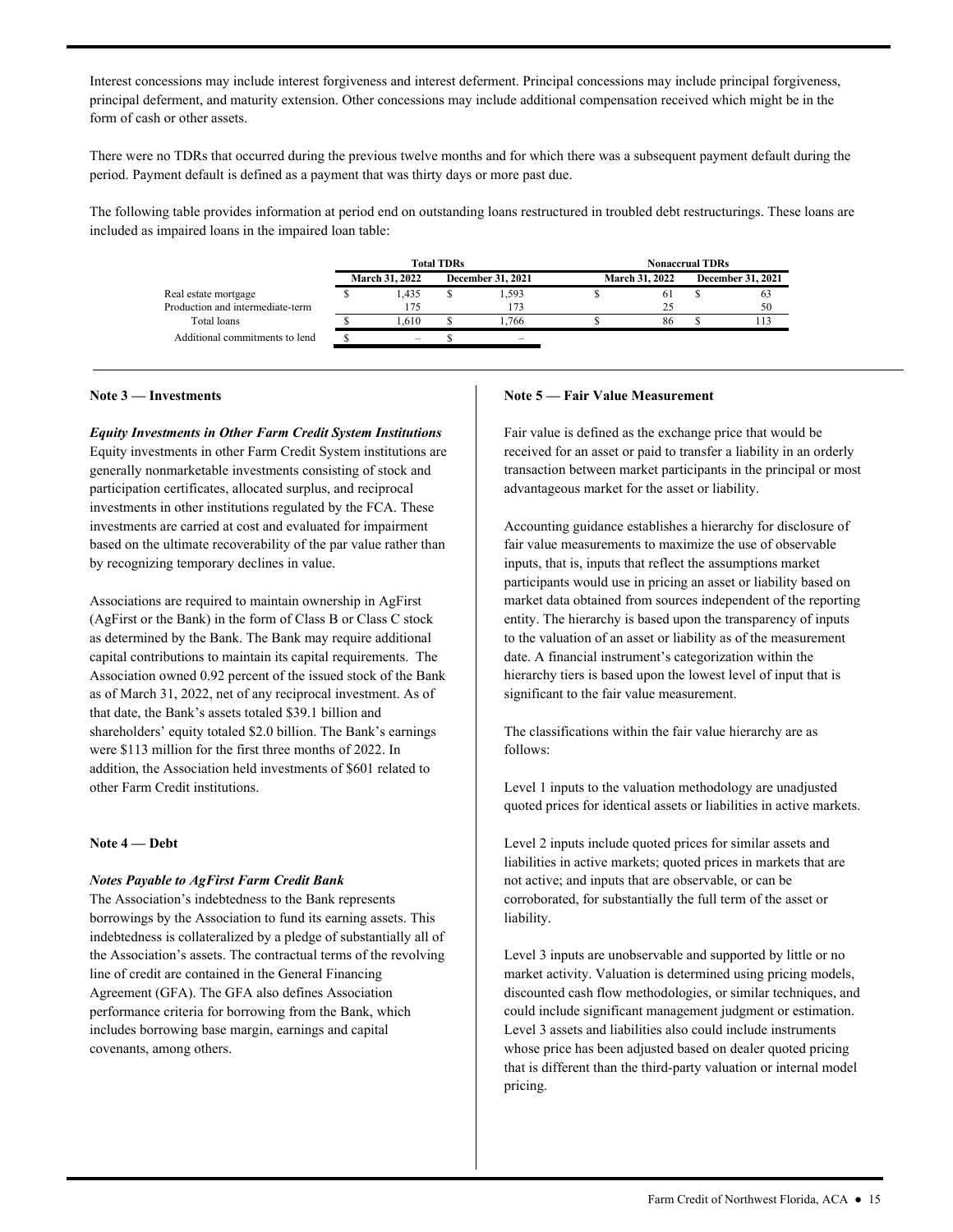Interest concessions may include interest forgiveness and interest deferment. Principal concessions may include principal forgiveness, principal deferment, and maturity extension. Other concessions may include additional compensation received which might be in the form of cash or other assets.

There were no TDRs that occurred during the previous twelve months and for which there was a subsequent payment default during the period. Payment default is defined as a payment that was thirty days or more past due.

The following table provides information at period end on outstanding loans restructured in troubled debt restructurings. These loans are included as impaired loans in the impaired loan table:

| | Total TDRs | | Nonaccrual TDRs | |
|---|---|---|---|---|
| | March 31, 2022 | December 31, 2021 | March 31, 2022 | December 31, 2021 |
| Real estate mortgage | $ 1,435 | $ 1,593 | $ 61 | $ 63 |
| Production and intermediate-term | 175 | 173 | 25 | 50 |
| Total loans | $ 1,610 | $ 1,766 | $ 86 | $ 113 |
| Additional commitments to lend | $ – | $ – | | |

## Note 3 — Investments

***Equity Investments in Other Farm Credit System Institutions***

Equity investments in other Farm Credit System institutions are generally nonmarketable investments consisting of stock and participation certificates, allocated surplus, and reciprocal investments in other institutions regulated by the FCA. These investments are carried at cost and evaluated for impairment based on the ultimate recoverability of the par value rather than by recognizing temporary declines in value.

Associations are required to maintain ownership in AgFirst (AgFirst or the Bank) in the form of Class B or Class C stock as determined by the Bank. The Bank may require additional capital contributions to maintain its capital requirements. The Association owned 0.92 percent of the issued stock of the Bank as of March 31, 2022, net of any reciprocal investment. As of that date, the Bank's assets totaled $39.1 billion and shareholders' equity totaled $2.0 billion. The Bank's earnings were $113 million for the first three months of 2022. In addition, the Association held investments of $601 related to other Farm Credit institutions.

## Note 4 — Debt

***Notes Payable to AgFirst Farm Credit Bank***

The Association's indebtedness to the Bank represents borrowings by the Association to fund its earning assets. This indebtedness is collateralized by a pledge of substantially all of the Association's assets. The contractual terms of the revolving line of credit are contained in the General Financing Agreement (GFA). The GFA also defines Association performance criteria for borrowing from the Bank, which includes borrowing base margin, earnings and capital covenants, among others.

## Note 5 — Fair Value Measurement

Fair value is defined as the exchange price that would be received for an asset or paid to transfer a liability in an orderly transaction between market participants in the principal or most advantageous market for the asset or liability.

Accounting guidance establishes a hierarchy for disclosure of fair value measurements to maximize the use of observable inputs, that is, inputs that reflect the assumptions market participants would use in pricing an asset or liability based on market data obtained from sources independent of the reporting entity. The hierarchy is based upon the transparency of inputs to the valuation of an asset or liability as of the measurement date. A financial instrument's categorization within the hierarchy tiers is based upon the lowest level of input that is significant to the fair value measurement.

The classifications within the fair value hierarchy are as follows:

Level 1 inputs to the valuation methodology are unadjusted quoted prices for identical assets or liabilities in active markets.

Level 2 inputs include quoted prices for similar assets and liabilities in active markets; quoted prices in markets that are not active; and inputs that are observable, or can be corroborated, for substantially the full term of the asset or liability.

Level 3 inputs are unobservable and supported by little or no market activity. Valuation is determined using pricing models, discounted cash flow methodologies, or similar techniques, and could include significant management judgment or estimation. Level 3 assets and liabilities also could include instruments whose price has been adjusted based on dealer quoted pricing that is different than the third-party valuation or internal model pricing.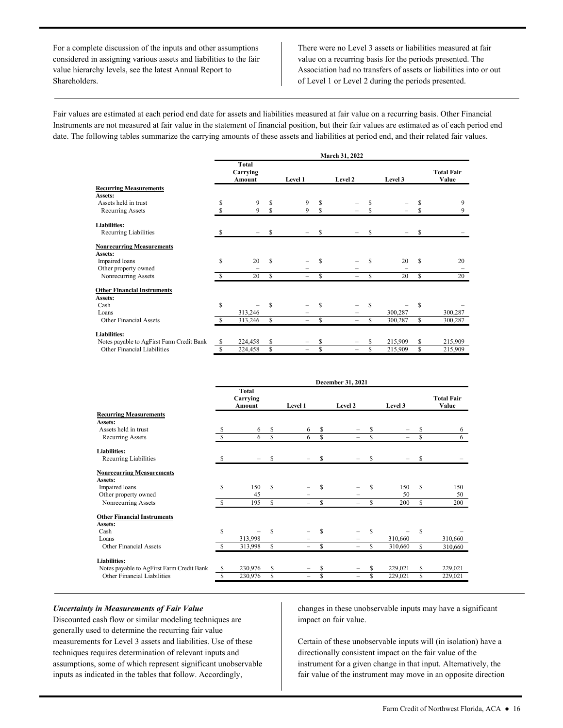For a complete discussion of the inputs and other assumptions considered in assigning various assets and liabilities to the fair value hierarchy levels, see the latest Annual Report to Shareholders.

There were no Level 3 assets or liabilities measured at fair value on a recurring basis for the periods presented. The Association had no transfers of assets or liabilities into or out of Level 1 or Level 2 during the periods presented.

Fair values are estimated at each period end date for assets and liabilities measured at fair value on a recurring basis. Other Financial Instruments are not measured at fair value in the statement of financial position, but their fair values are estimated as of each period end date. The following tables summarize the carrying amounts of these assets and liabilities at period end, and their related fair values.

| | March 31, 2022 | | | | |
|---|---|---|---|---|---|
| | Total Carrying Amount | Level 1 | Level 2 | Level 3 | Total Fair Value |
| **Recurring Measurements** | | | | | |
| **Assets:** | | | | | |
| Assets held in trust | $ 9 | $ 9 | $ – | $ – | $ 9 |
| Recurring Assets | $ 9 | $ 9 | $ – | $ – | $ 9 |
| **Liabilities:** | | | | | |
| Recurring Liabilities | $ – | $ – | $ – | $ – | $ – |
| **Nonrecurring Measurements** | | | | | |
| **Assets:** | | | | | |
| Impaired loans | $ 20 | $ – | $ – | $ 20 | $ 20 |
| Other property owned | – | – | – | – | – |
| Nonrecurring Assets | $ 20 | $ – | $ – | $ 20 | $ 20 |
| **Other Financial Instruments** | | | | | |
| **Assets:** | | | | | |
| Cash | $ – | $ – | $ – | $ – | $ – |
| Loans | 313,246 | – | – | 300,287 | 300,287 |
| Other Financial Assets | $ 313,246 | $ – | $ – | $ 300,287 | $ 300,287 |
| **Liabilities:** | | | | | |
| Notes payable to AgFirst Farm Credit Bank | $ 224,458 | $ – | $ – | $ 215,909 | $ 215,909 |
| Other Financial Liabilities | $ 224,458 | $ – | $ – | $ 215,909 | $ 215,909 |

| | December 31, 2021 | | | | |
|---|---|---|---|---|---|
| | Total Carrying Amount | Level 1 | Level 2 | Level 3 | Total Fair Value |
| **Recurring Measurements** | | | | | |
| **Assets:** | | | | | |
| Assets held in trust | $ 6 | $ 6 | $ – | $ – | $ 6 |
| Recurring Assets | $ 6 | $ 6 | $ – | $ – | $ 6 |
| **Liabilities:** | | | | | |
| Recurring Liabilities | $ – | $ – | $ – | $ – | $ – |
| **Nonrecurring Measurements** | | | | | |
| **Assets:** | | | | | |
| Impaired loans | $ 150 | $ – | $ – | $ 150 | $ 150 |
| Other property owned | 45 | – | – | 50 | 50 |
| Nonrecurring Assets | $ 195 | $ – | $ – | $ 200 | $ 200 |
| **Other Financial Instruments** | | | | | |
| **Assets:** | | | | | |
| Cash | $ – | $ – | $ – | $ – | $ – |
| Loans | 313,998 | – | – | 310,660 | 310,660 |
| Other Financial Assets | $ 313,998 | $ – | $ – | $ 310,660 | $ 310,660 |
| **Liabilities:** | | | | | |
| Notes payable to AgFirst Farm Credit Bank | $ 230,976 | $ – | $ – | $ 229,021 | $ 229,021 |
| Other Financial Liabilities | $ 230,976 | $ – | $ – | $ 229,021 | $ 229,021 |

***Uncertainty in Measurements of Fair Value***

Discounted cash flow or similar modeling techniques are generally used to determine the recurring fair value measurements for Level 3 assets and liabilities. Use of these techniques requires determination of relevant inputs and assumptions, some of which represent significant unobservable inputs as indicated in the tables that follow. Accordingly, changes in these unobservable inputs may have a significant impact on fair value.

Certain of these unobservable inputs will (in isolation) have a directionally consistent impact on the fair value of the instrument for a given change in that input. Alternatively, the fair value of the instrument may move in an opposite direction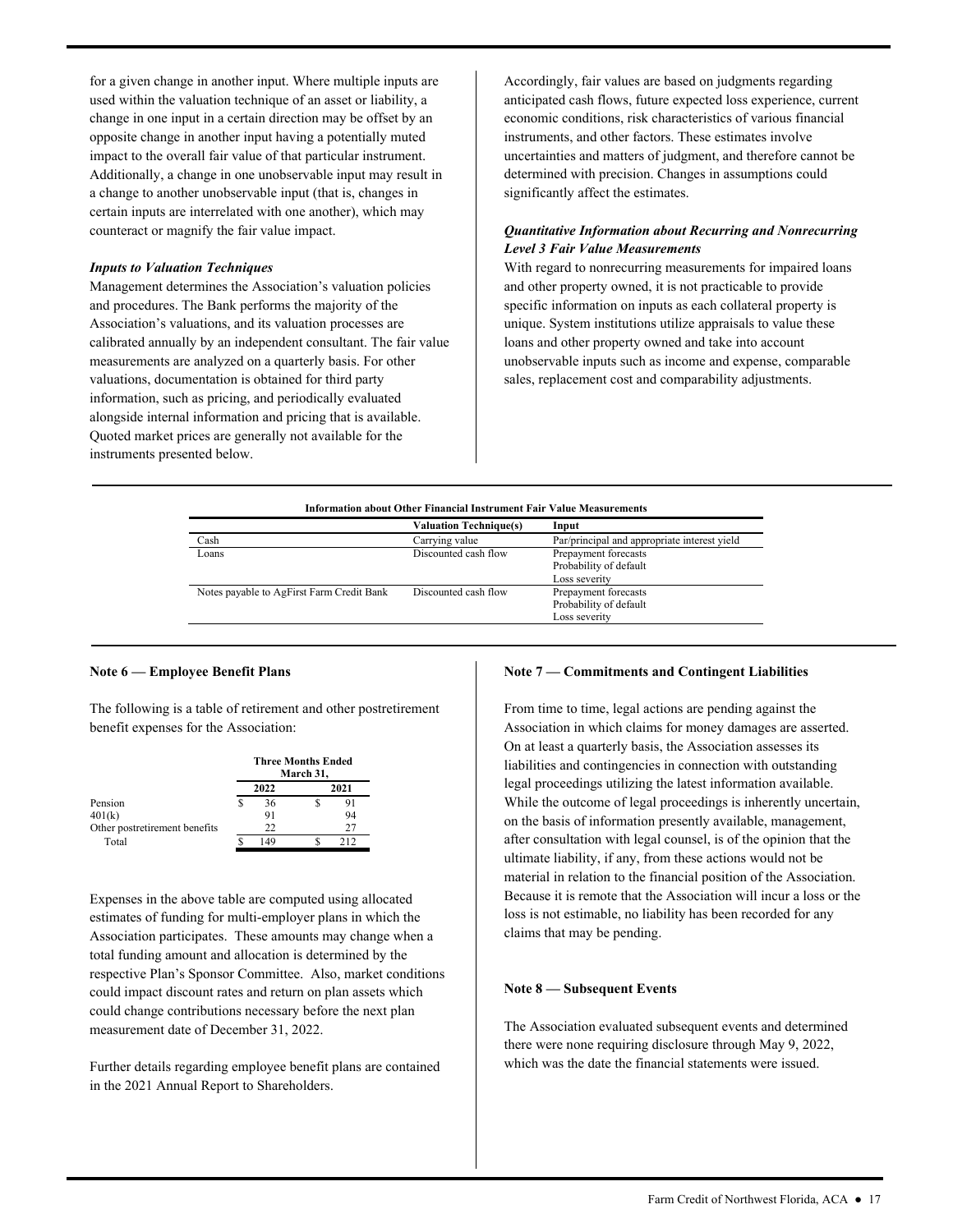for a given change in another input. Where multiple inputs are used within the valuation technique of an asset or liability, a change in one input in a certain direction may be offset by an opposite change in another input having a potentially muted impact to the overall fair value of that particular instrument. Additionally, a change in one unobservable input may result in a change to another unobservable input (that is, changes in certain inputs are interrelated with one another), which may counteract or magnify the fair value impact.

***Inputs to Valuation Techniques***

Management determines the Association's valuation policies and procedures. The Bank performs the majority of the Association's valuations, and its valuation processes are calibrated annually by an independent consultant. The fair value measurements are analyzed on a quarterly basis. For other valuations, documentation is obtained for third party information, such as pricing, and periodically evaluated alongside internal information and pricing that is available. Quoted market prices are generally not available for the instruments presented below.

Accordingly, fair values are based on judgments regarding anticipated cash flows, future expected loss experience, current economic conditions, risk characteristics of various financial instruments, and other factors. These estimates involve uncertainties and matters of judgment, and therefore cannot be determined with precision. Changes in assumptions could significantly affect the estimates.

***Quantitative Information about Recurring and Nonrecurring Level 3 Fair Value Measurements***

With regard to nonrecurring measurements for impaired loans and other property owned, it is not practicable to provide specific information on inputs as each collateral property is unique. System institutions utilize appraisals to value these loans and other property owned and take into account unobservable inputs such as income and expense, comparable sales, replacement cost and comparability adjustments.

**Information about Other Financial Instrument Fair Value Measurements**

| | Valuation Technique(s) | Input |
|---|---|---|
| Cash | Carrying value | Par/principal and appropriate interest yield |
| Loans | Discounted cash flow | Prepayment forecasts<br>Probability of default<br>Loss severity |
| Notes payable to AgFirst Farm Credit Bank | Discounted cash flow | Prepayment forecasts<br>Probability of default<br>Loss severity |

**Note 6 — Employee Benefit Plans**

The following is a table of retirement and other postretirement benefit expenses for the Association:

| | Three Months Ended March 31, | |
|---|---|---|
| | 2022 | 2021 |
| Pension | $ 36 | $ 91 |
| 401(k) | 91 | 94 |
| Other postretirement benefits | 22 | 27 |
| Total | $ 149 | $ 212 |

Expenses in the above table are computed using allocated estimates of funding for multi-employer plans in which the Association participates. These amounts may change when a total funding amount and allocation is determined by the respective Plan's Sponsor Committee. Also, market conditions could impact discount rates and return on plan assets which could change contributions necessary before the next plan measurement date of December 31, 2022.

Further details regarding employee benefit plans are contained in the 2021 Annual Report to Shareholders.

**Note 7 — Commitments and Contingent Liabilities**

From time to time, legal actions are pending against the Association in which claims for money damages are asserted. On at least a quarterly basis, the Association assesses its liabilities and contingencies in connection with outstanding legal proceedings utilizing the latest information available. While the outcome of legal proceedings is inherently uncertain, on the basis of information presently available, management, after consultation with legal counsel, is of the opinion that the ultimate liability, if any, from these actions would not be material in relation to the financial position of the Association. Because it is remote that the Association will incur a loss or the loss is not estimable, no liability has been recorded for any claims that may be pending.

**Note 8 — Subsequent Events**

The Association evaluated subsequent events and determined there were none requiring disclosure through May 9, 2022, which was the date the financial statements were issued.